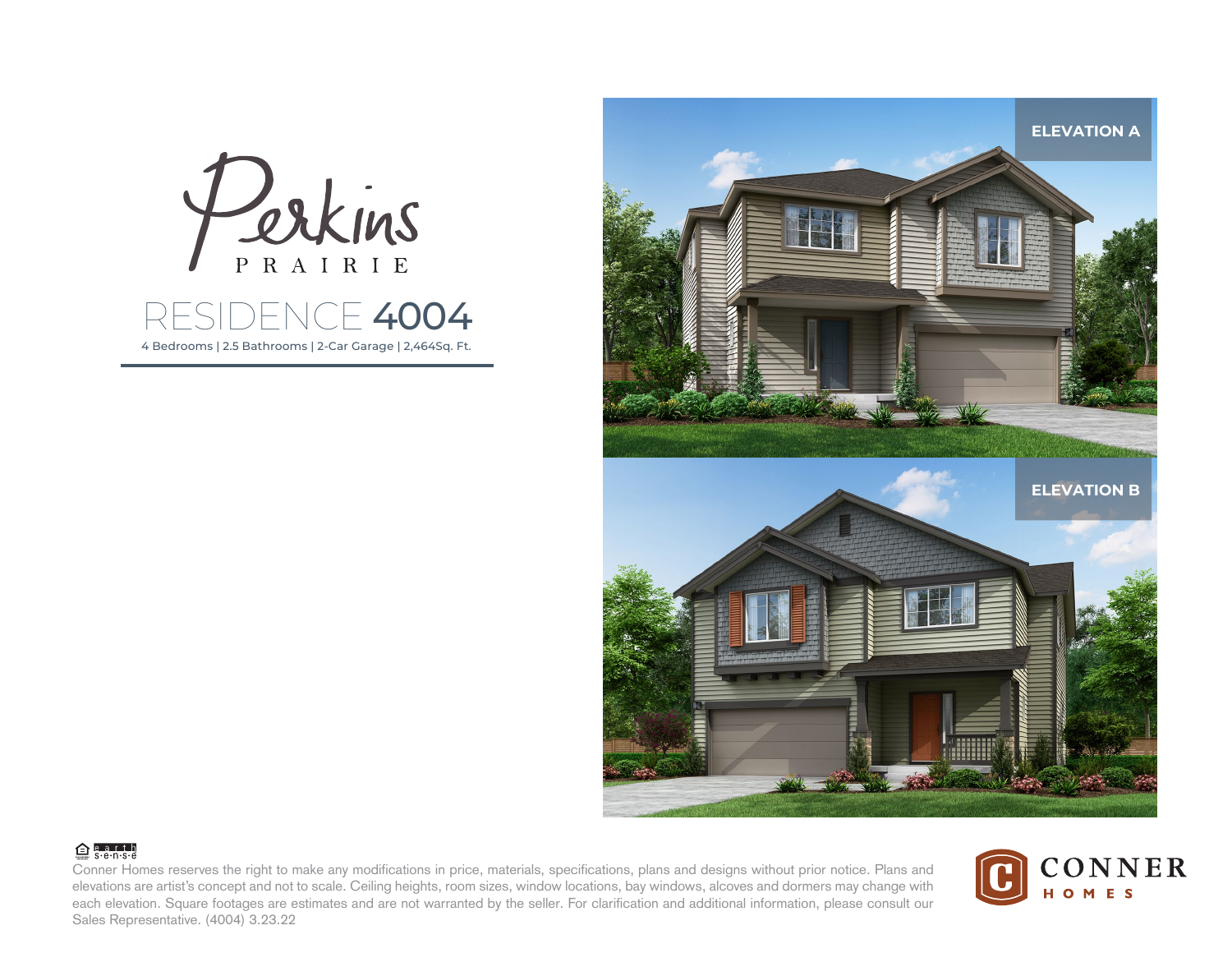# Perkins PRAIRIE

## RESIDENCE 4004

4 Bedrooms | 2.5 Bathrooms | 2-Car Garage | 2,464Sq. Ft.

ELEVATION A

ELEVATION B

Conner Homes reserves the right to make any modifications in price, materials, specifications, plans and designs without prior notice. Plans and elevations are artist's concept and not to scale. Ceiling heights, room sizes, window locations, bay windows, alcoves and dormers may change with each elevation. Square footages are estimates and are not warranted by the seller. For clarification and additional information, please consult our Sales Representative. (4004) 3.23.22

CONNER HOMES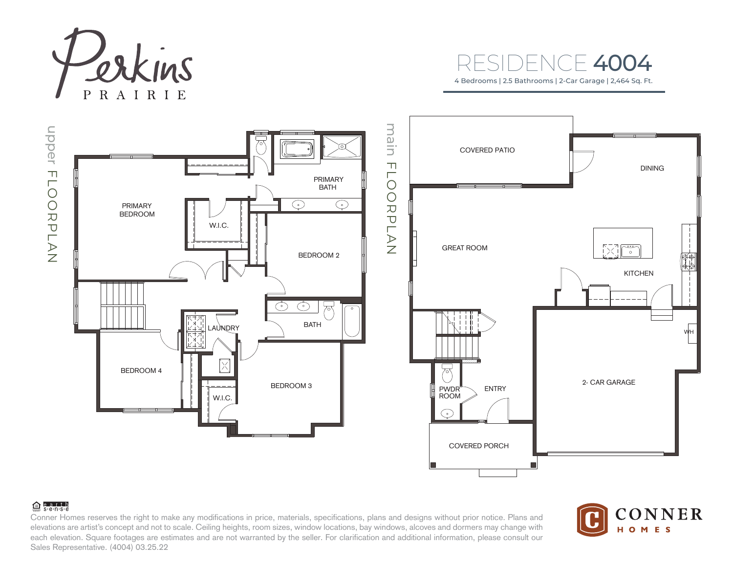Perkins PRAIRIE

# RESIDENCE 4004

4 Bedrooms | 2.5 Bathrooms | 2-Car Garage | 2,464 Sq. Ft.

## upper FLOORPLAN

PRIMARY BEDROOM

W.I.C.

PRIMARY BATH

BEDROOM 2

BATH

LAUNDRY

BEDROOM 4

W.I.C.

BEDROOM 3

## main FLOORPLAN

COVERED PATIO

DINING

GREAT ROOM

KITCHEN

WH

2- CAR GARAGE

PWDR ROOM

ENTRY

COVERED PORCH

earth s·e·n·s·e

Conner Homes reserves the right to make any modifications in price, materials, specifications, plans and designs without prior notice. Plans and elevations are artist's concept and not to scale. Ceiling heights, room sizes, window locations, bay windows, alcoves and dormers may change with each elevation. Square footages are estimates and are not warranted by the seller. For clarification and additional information, please consult our Sales Representative. (4004) 03.25.22

CONNER HOMES